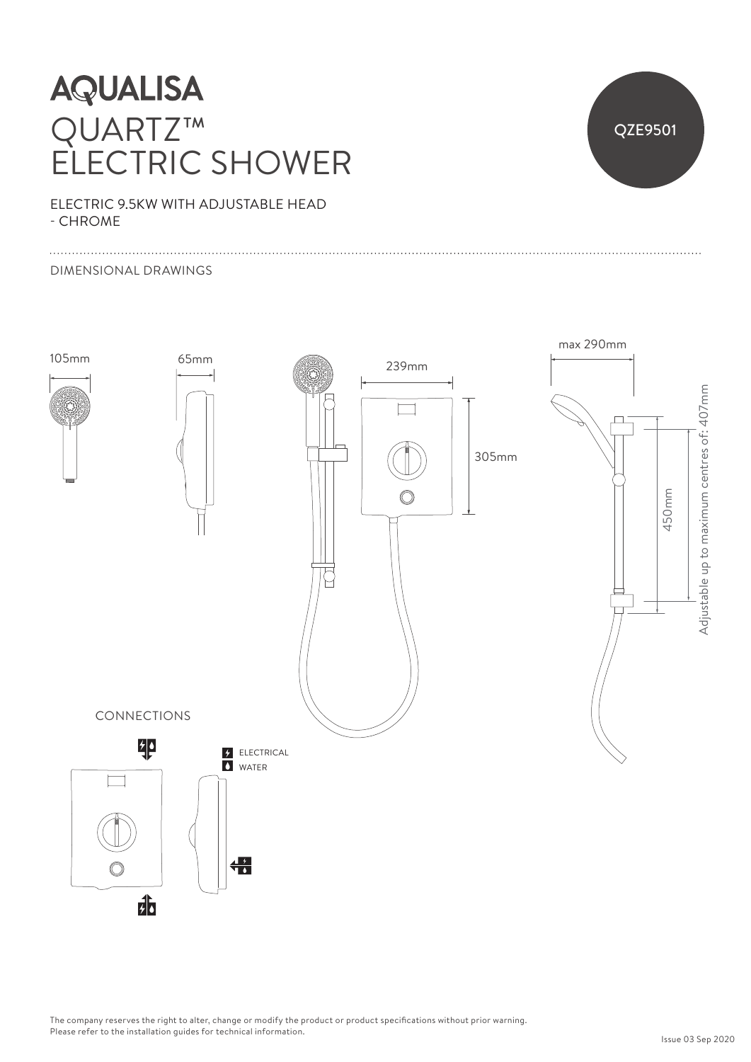# AQUALISA

# QUARTZ™ ELECTRIC SHOWER

QZE9501

ELECTRIC 9.5KW WITH ADJUSTABLE HEAD - CHROME

## DIMENSIONAL DRAWINGS

105mm

65mm

239mm

305mm

max 290mm

450mm

Adjustable up to maximum centres of: 407mm

## CONNECTIONS

ELECTRICAL

WATER

The company reserves the right to alter, change or modify the product or product specifications without prior warning.
Please refer to the installation guides for technical information.

Issue 03 Sep 2020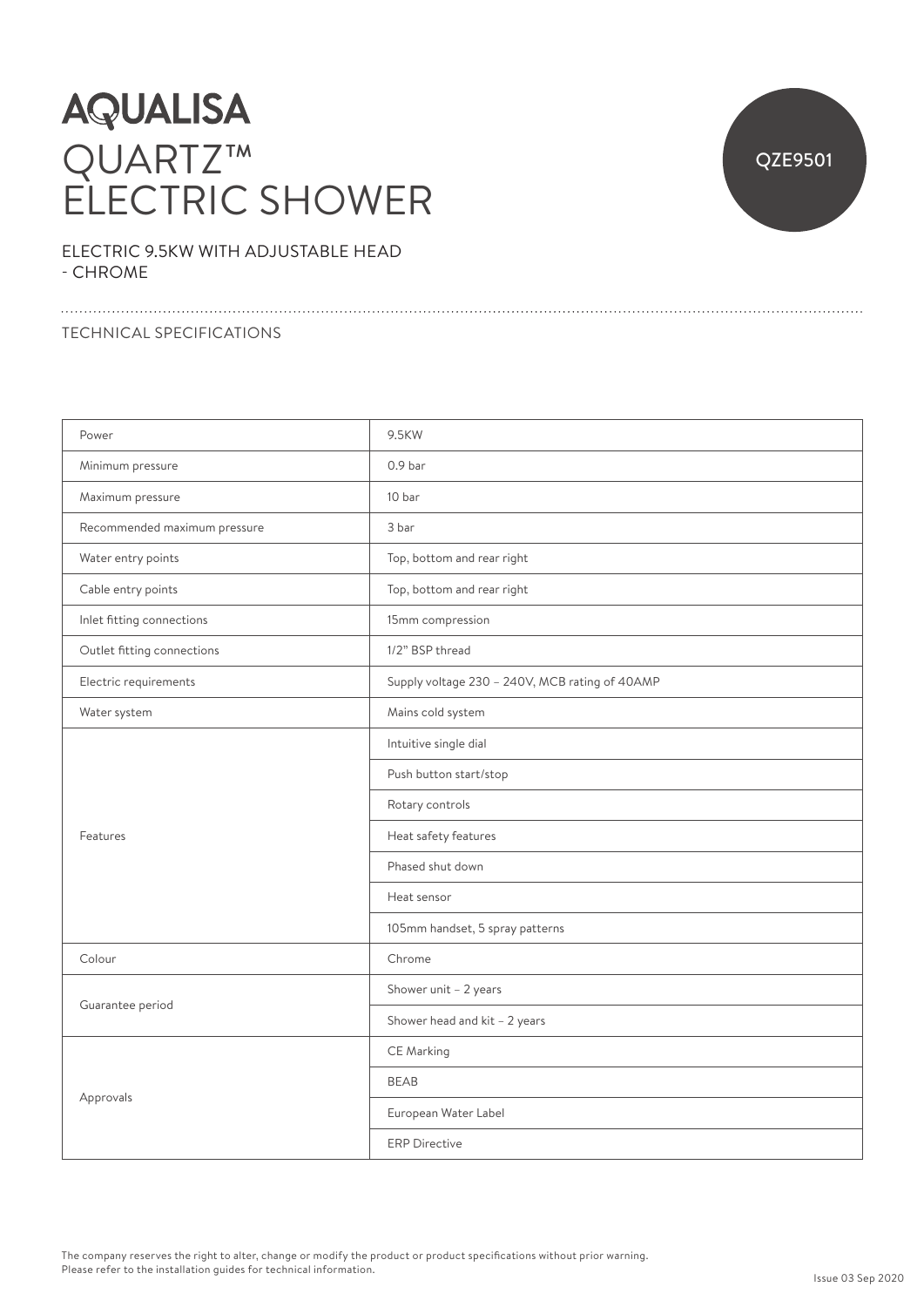# AQUALISA

# QUARTZ™ ELECTRIC SHOWER

QZE9501

ELECTRIC 9.5KW WITH ADJUSTABLE HEAD - CHROME

## TECHNICAL SPECIFICATIONS

| | |
|---|---|
| Power | 9.5KW |
| Minimum pressure | 0.9 bar |
| Maximum pressure | 10 bar |
| Recommended maximum pressure | 3 bar |
| Water entry points | Top, bottom and rear right |
| Cable entry points | Top, bottom and rear right |
| Inlet fitting connections | 15mm compression |
| Outlet fitting connections | 1/2" BSP thread |
| Electric requirements | Supply voltage 230 – 240V, MCB rating of 40AMP |
| Water system | Mains cold system |
| Features | Intuitive single dial |
| | Push button start/stop |
| | Rotary controls |
| | Heat safety features |
| | Phased shut down |
| | Heat sensor |
| | 105mm handset, 5 spray patterns |
| Colour | Chrome |
| Guarantee period | Shower unit – 2 years |
| | Shower head and kit – 2 years |
| Approvals | CE Marking |
| | BEAB |
| | European Water Label |
| | ERP Directive |

The company reserves the right to alter, change or modify the product or product specifications without prior warning.
Please refer to the installation guides for technical information.

Issue 03 Sep 2020